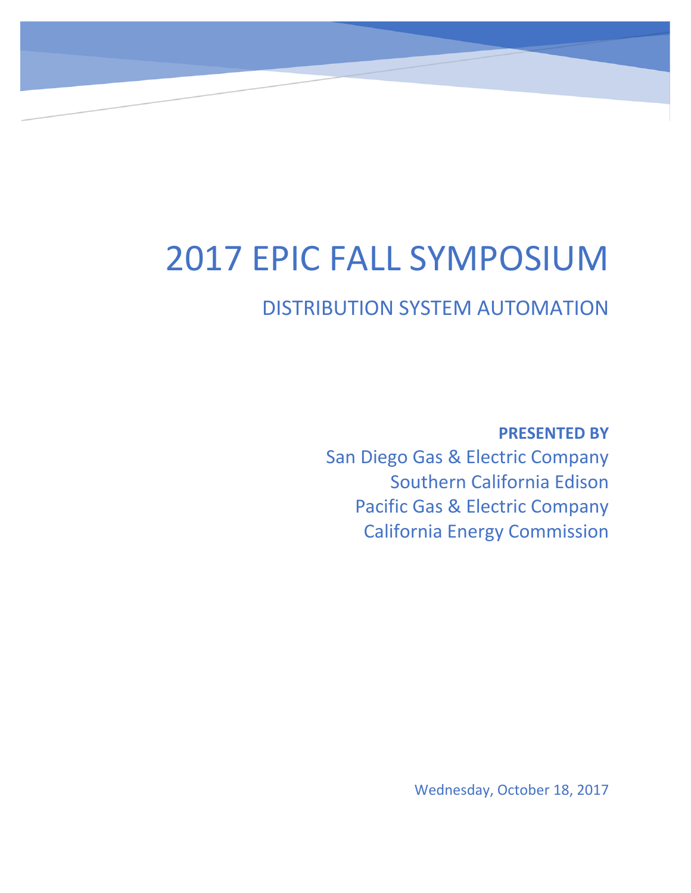# 2017 EPIC FALL SYMPOSIUM

## DISTRIBUTION SYSTEM AUTOMATION

**PRESENTED BY**

San Diego Gas & Electric Company
Southern California Edison
Pacific Gas & Electric Company
California Energy Commission

Wednesday, October 18, 2017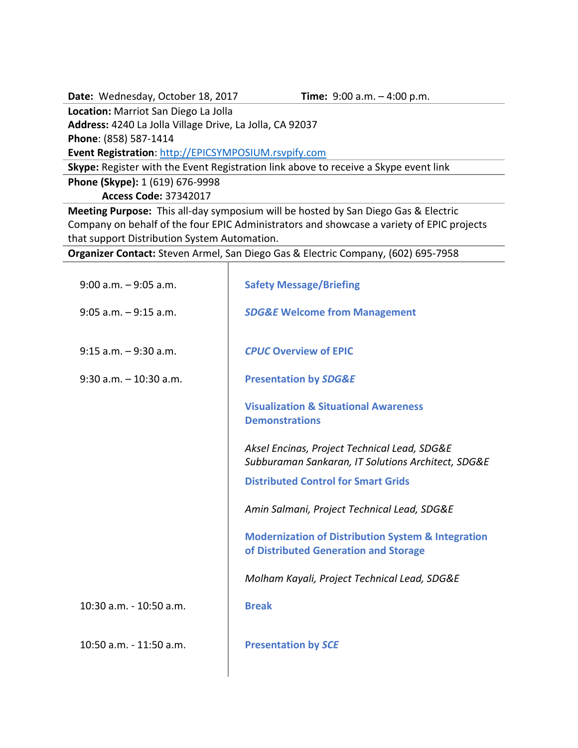**Date:** Wednesday, October 18, 2017 **Time:** 9:00 a.m. – 4:00 p.m.

**Location:** Marriot San Diego La Jolla
**Address:** 4240 La Jolla Village Drive, La Jolla, CA 92037
**Phone**: (858) 587-1414
**Event Registration**: http://EPICSYMPOSIUM.rsvpify.com

**Skype:** Register with the Event Registration link above to receive a Skype event link

**Phone (Skype):** 1 (619) 676-9998
**Access Code:** 37342017

**Meeting Purpose:** This all-day symposium will be hosted by San Diego Gas & Electric Company on behalf of the four EPIC Administrators and showcase a variety of EPIC projects that support Distribution System Automation.

**Organizer Contact:** Steven Armel, San Diego Gas & Electric Company, (602) 695-7958

| | |
|---|---|
| 9:00 a.m. – 9:05 a.m. | **Safety Message/Briefing** |
| 9:05 a.m. – 9:15 a.m. | ***SDG&E*** **Welcome from Management** |
| 9:15 a.m. – 9:30 a.m. | ***CPUC*** **Overview of EPIC** |
| 9:30 a.m. – 10:30 a.m. | **Presentation by** ***SDG&E***<br><br>**Visualization & Situational Awareness Demonstrations**<br><br>*Aksel Encinas, Project Technical Lead, SDG&E*<br>*Subburaman Sankaran, IT Solutions Architect, SDG&E*<br><br>**Distributed Control for Smart Grids**<br><br>*Amin Salmani, Project Technical Lead, SDG&E*<br><br>**Modernization of Distribution System & Integration of Distributed Generation and Storage**<br><br>*Molham Kayali, Project Technical Lead, SDG&E* |
| 10:30 a.m. - 10:50 a.m. | **Break** |
| 10:50 a.m. - 11:50 a.m. | **Presentation by** ***SCE*** |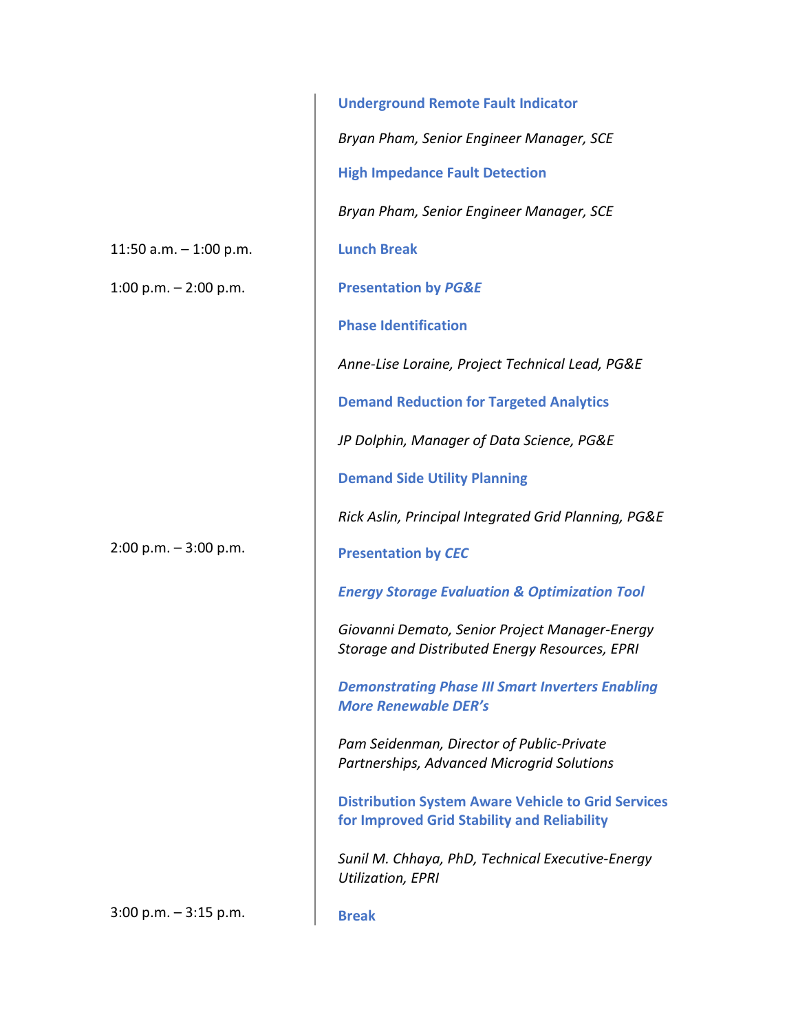| | |
|---|---|
| | **Underground Remote Fault Indicator** |
| | *Bryan Pham, Senior Engineer Manager, SCE* |
| | **High Impedance Fault Detection** |
| | *Bryan Pham, Senior Engineer Manager, SCE* |
| 11:50 a.m. – 1:00 p.m. | **Lunch Break** |
| 1:00 p.m. – 2:00 p.m. | **Presentation by *PG&E*** |
| | **Phase Identification** |
| | *Anne-Lise Loraine, Project Technical Lead, PG&E* |
| | **Demand Reduction for Targeted Analytics** |
| | *JP Dolphin, Manager of Data Science, PG&E* |
| | **Demand Side Utility Planning** |
| | *Rick Aslin, Principal Integrated Grid Planning, PG&E* |
| 2:00 p.m. – 3:00 p.m. | **Presentation by *CEC*** |
| | ***Energy Storage Evaluation & Optimization Tool*** |
| | *Giovanni Demato, Senior Project Manager-Energy Storage and Distributed Energy Resources, EPRI* |
| | ***Demonstrating Phase III Smart Inverters Enabling More Renewable DER's*** |
| | *Pam Seidenman, Director of Public-Private Partnerships, Advanced Microgrid Solutions* |
| | **Distribution System Aware Vehicle to Grid Services for Improved Grid Stability and Reliability** |
| | *Sunil M. Chhaya, PhD, Technical Executive-Energy Utilization, EPRI* |
| 3:00 p.m. – 3:15 p.m. | **Break** |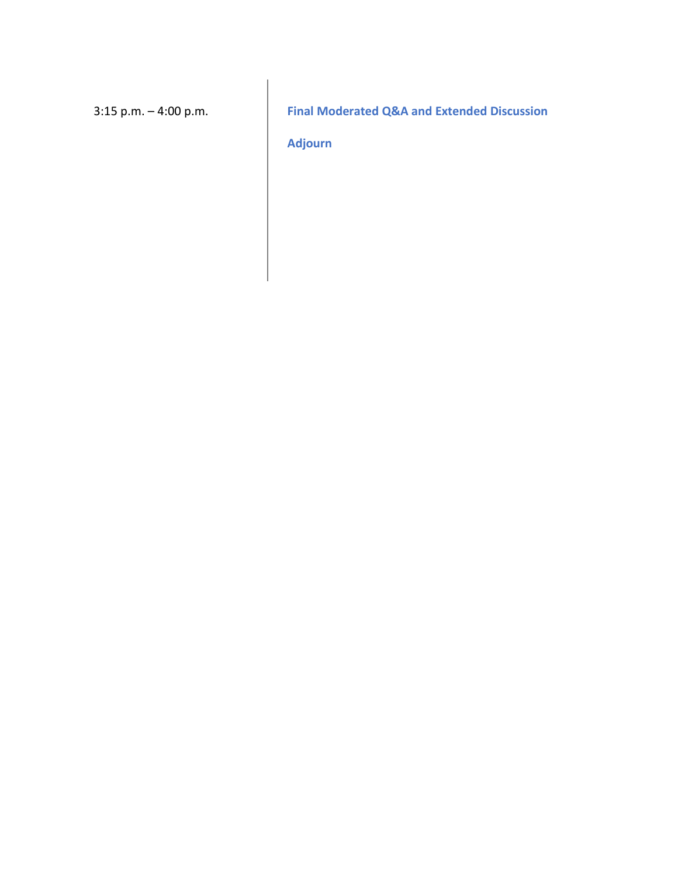| | |
|---|---|
| 3:15 p.m. – 4:00 p.m. | **Final Moderated Q&A and Extended Discussion** |
| | **Adjourn** |